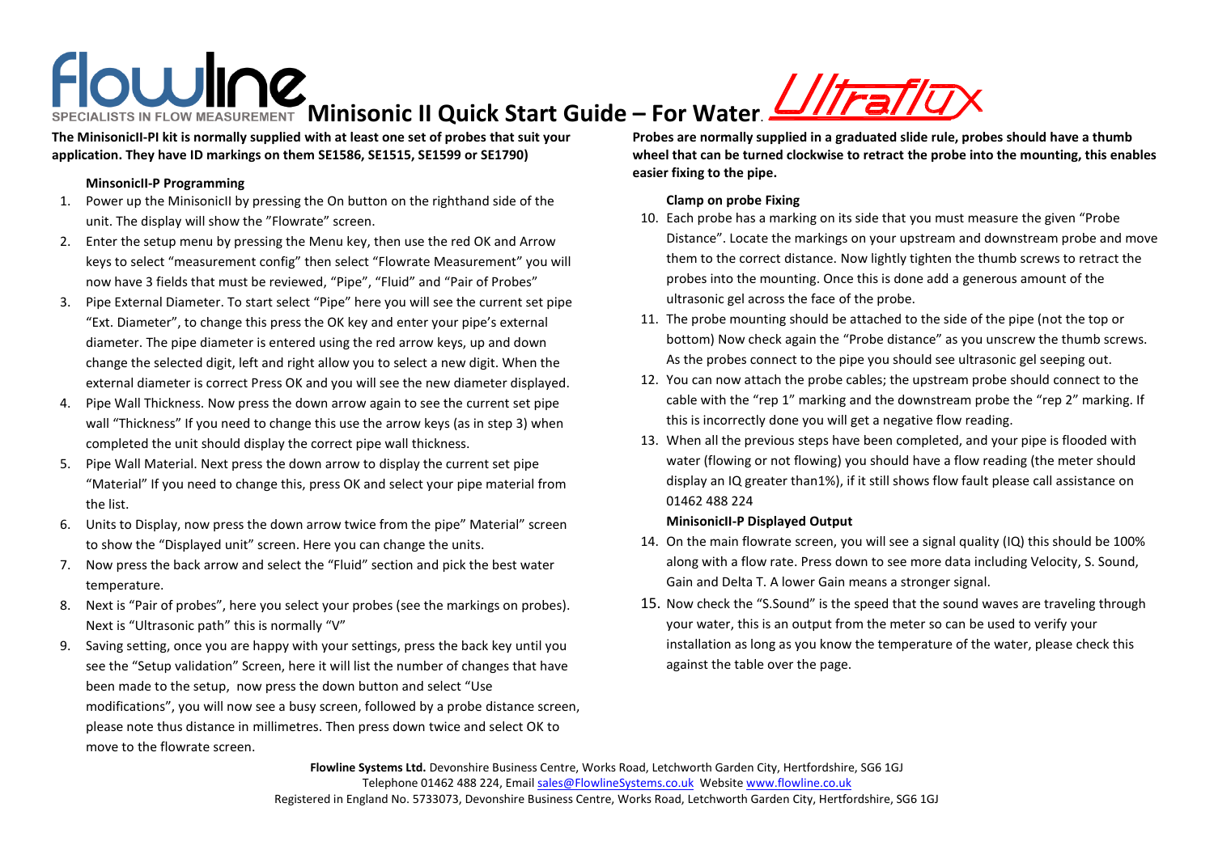# Minisonic II Quick Start Guide – For Water.

**The MinisonicII-PI kit is normally supplied with at least one set of probes that suit your application. They have ID markings on them SE1586, SE1515, SE1599 or SE1790)**

### MinsonicII-P Programming

1. Power up the MinisonicII by pressing the On button on the righthand side of the unit. The display will show the "Flowrate" screen.
2. Enter the setup menu by pressing the Menu key, then use the red OK and Arrow keys to select "measurement config" then select "Flowrate Measurement" you will now have 3 fields that must be reviewed, "Pipe", "Fluid" and "Pair of Probes"
3. Pipe External Diameter. To start select "Pipe" here you will see the current set pipe "Ext. Diameter", to change this press the OK key and enter your pipe's external diameter. The pipe diameter is entered using the red arrow keys, up and down change the selected digit, left and right allow you to select a new digit. When the external diameter is correct Press OK and you will see the new diameter displayed.
4. Pipe Wall Thickness. Now press the down arrow again to see the current set pipe wall "Thickness" If you need to change this use the arrow keys (as in step 3) when completed the unit should display the correct pipe wall thickness.
5. Pipe Wall Material. Next press the down arrow to display the current set pipe "Material" If you need to change this, press OK and select your pipe material from the list.
6. Units to Display, now press the down arrow twice from the pipe" Material" screen to show the "Displayed unit" screen. Here you can change the units.
7. Now press the back arrow and select the "Fluid" section and pick the best water temperature.
8. Next is "Pair of probes", here you select your probes (see the markings on probes). Next is "Ultrasonic path" this is normally "V"
9. Saving setting, once you are happy with your settings, press the back key until you see the "Setup validation" Screen, here it will list the number of changes that have been made to the setup, now press the down button and select "Use modifications", you will now see a busy screen, followed by a probe distance screen, please note thus distance in millimetres. Then press down twice and select OK to move to the flowrate screen.

**Probes are normally supplied in a graduated slide rule, probes should have a thumb wheel that can be turned clockwise to retract the probe into the mounting, this enables easier fixing to the pipe.**

### Clamp on probe Fixing

10. Each probe has a marking on its side that you must measure the given "Probe Distance". Locate the markings on your upstream and downstream probe and move them to the correct distance. Now lightly tighten the thumb screws to retract the probes into the mounting. Once this is done add a generous amount of the ultrasonic gel across the face of the probe.
11. The probe mounting should be attached to the side of the pipe (not the top or bottom) Now check again the "Probe distance" as you unscrew the thumb screws. As the probes connect to the pipe you should see ultrasonic gel seeping out.
12. You can now attach the probe cables; the upstream probe should connect to the cable with the "rep 1" marking and the downstream probe the "rep 2" marking. If this is incorrectly done you will get a negative flow reading.
13. When all the previous steps have been completed, and your pipe is flooded with water (flowing or not flowing) you should have a flow reading (the meter should display an IQ greater than1%), if it still shows flow fault please call assistance on 01462 488 224

### MinisonicII-P Displayed Output

14. On the main flowrate screen, you will see a signal quality (IQ) this should be 100% along with a flow rate. Press down to see more data including Velocity, S. Sound, Gain and Delta T. A lower Gain means a stronger signal.
15. Now check the "S.Sound" is the speed that the sound waves are traveling through your water, this is an output from the meter so can be used to verify your installation as long as you know the temperature of the water, please check this against the table over the page.

**Flowline Systems Ltd.** Devonshire Business Centre, Works Road, Letchworth Garden City, Hertfordshire, SG6 1GJ
Telephone 01462 488 224, Email sales@FlowlineSystems.co.uk Website www.flowline.co.uk
Registered in England No. 5733073, Devonshire Business Centre, Works Road, Letchworth Garden City, Hertfordshire, SG6 1GJ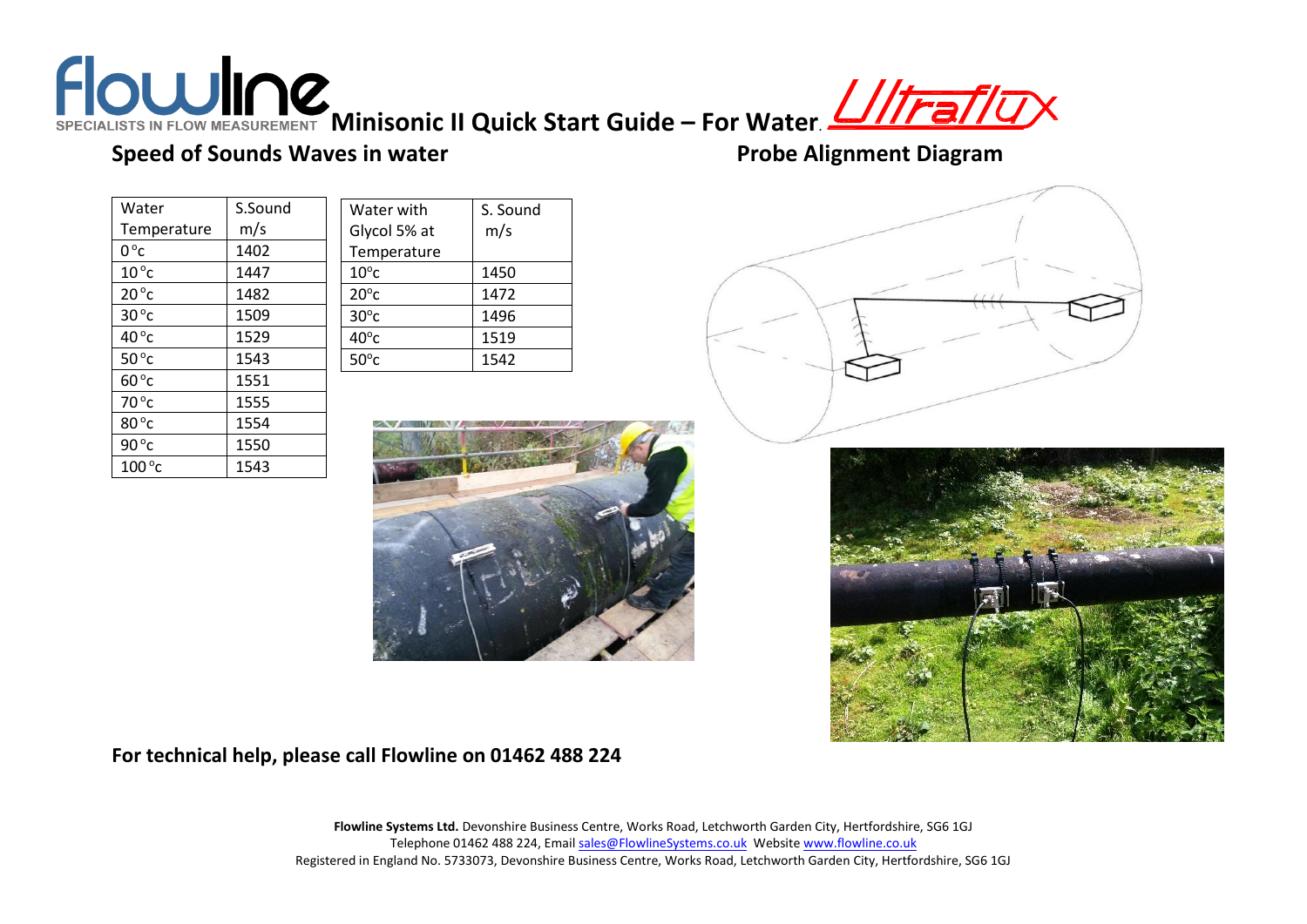# Minisonic II Quick Start Guide – For Water

## Speed of Sounds Waves in water

| Water Temperature | S.Sound m/s |
|---|---|
| 0 °c | 1402 |
| 10 °c | 1447 |
| 20 °c | 1482 |
| 30 °c | 1509 |
| 40 °c | 1529 |
| 50 °c | 1543 |
| 60 °c | 1551 |
| 70 °c | 1555 |
| 80 °c | 1554 |
| 90 °c | 1550 |
| 100 °c | 1543 |

| Water with Glycol 5% at Temperature | S. Sound m/s |
|---|---|
| 10°c | 1450 |
| 20°c | 1472 |
| 30°c | 1496 |
| 40°c | 1519 |
| 50°c | 1542 |

## Probe Alignment Diagram

**For technical help, please call Flowline on 01462 488 224**

**Flowline Systems Ltd.** Devonshire Business Centre, Works Road, Letchworth Garden City, Hertfordshire, SG6 1GJ
Telephone 01462 488 224, Email sales@FlowlineSystems.co.uk Website www.flowline.co.uk
Registered in England No. 5733073, Devonshire Business Centre, Works Road, Letchworth Garden City, Hertfordshire, SG6 1GJ